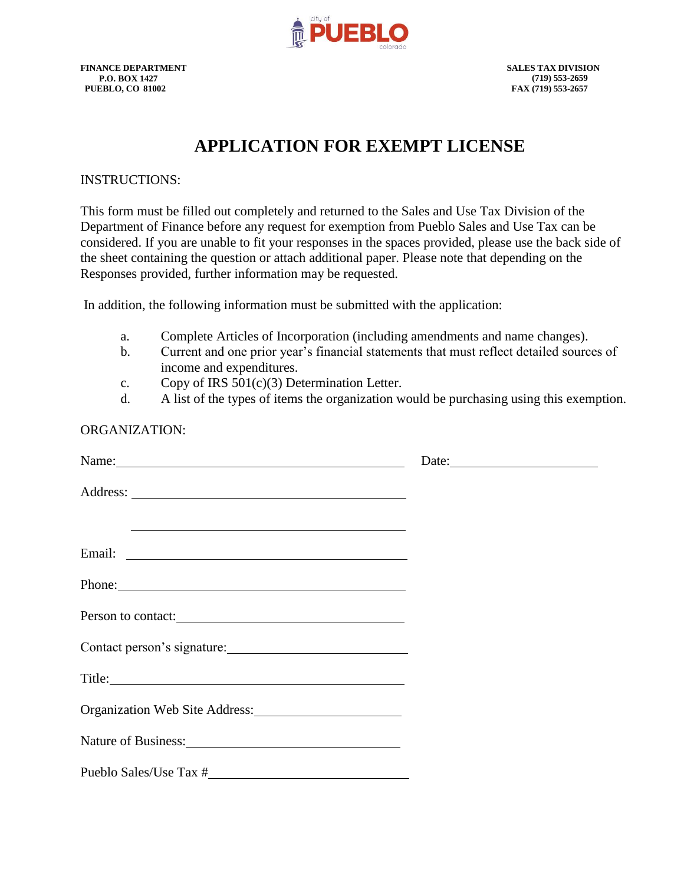city of PUEBLO colorado

**FINANCE DEPARTMENT**
**P.O. BOX 1427**
**PUEBLO, CO 81002**

**SALES TAX DIVISION**
**(719) 553-2659**
**FAX (719) 553-2657**

# APPLICATION FOR EXEMPT LICENSE

INSTRUCTIONS:

This form must be filled out completely and returned to the Sales and Use Tax Division of the Department of Finance before any request for exemption from Pueblo Sales and Use Tax can be considered. If you are unable to fit your responses in the spaces provided, please use the back side of the sheet containing the question or attach additional paper. Please note that depending on the Responses provided, further information may be requested.

In addition, the following information must be submitted with the application:

a. Complete Articles of Incorporation (including amendments and name changes).
b. Current and one prior year's financial statements that must reflect detailed sources of income and expenditures.
c. Copy of IRS 501(c)(3) Determination Letter.
d. A list of the types of items the organization would be purchasing using this exemption.

ORGANIZATION:

Name: ______________________________ Date: ______________________

Address: ______________________________

______________________________

Email: ______________________________

Phone: ______________________________

Person to contact: ______________________________

Contact person's signature: ______________________________

Title: ______________________________

Organization Web Site Address: ______________________________

Nature of Business: ______________________________

Pueblo Sales/Use Tax # ______________________________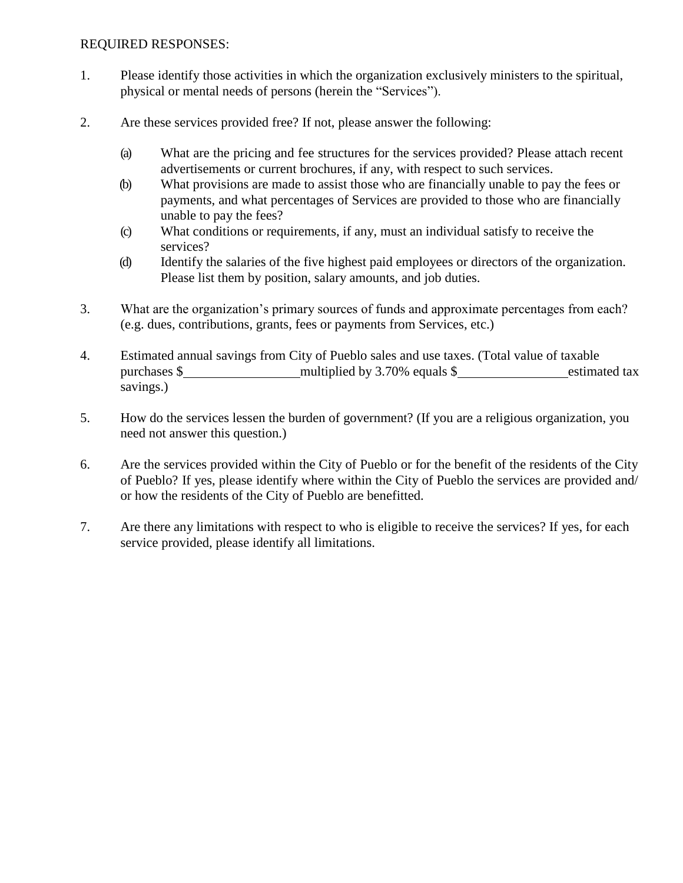REQUIRED RESPONSES:

1. Please identify those activities in which the organization exclusively ministers to the spiritual, physical or mental needs of persons (herein the "Services").

2. Are these services provided free? If not, please answer the following:

   (a) What are the pricing and fee structures for the services provided? Please attach recent advertisements or current brochures, if any, with respect to such services.
   
   (b) What provisions are made to assist those who are financially unable to pay the fees or payments, and what percentages of Services are provided to those who are financially unable to pay the fees?
   
   (c) What conditions or requirements, if any, must an individual satisfy to receive the services?
   
   (d) Identify the salaries of the five highest paid employees or directors of the organization. Please list them by position, salary amounts, and job duties.

3. What are the organization's primary sources of funds and approximate percentages from each? (e.g. dues, contributions, grants, fees or payments from Services, etc.)

4. Estimated annual savings from City of Pueblo sales and use taxes. (Total value of taxable purchases $_________________ multiplied by 3.70% equals $________________ estimated tax savings.)

5. How do the services lessen the burden of government? (If you are a religious organization, you need not answer this question.)

6. Are the services provided within the City of Pueblo or for the benefit of the residents of the City of Pueblo? If yes, please identify where within the City of Pueblo the services are provided and/ or how the residents of the City of Pueblo are benefitted.

7. Are there any limitations with respect to who is eligible to receive the services? If yes, for each service provided, please identify all limitations.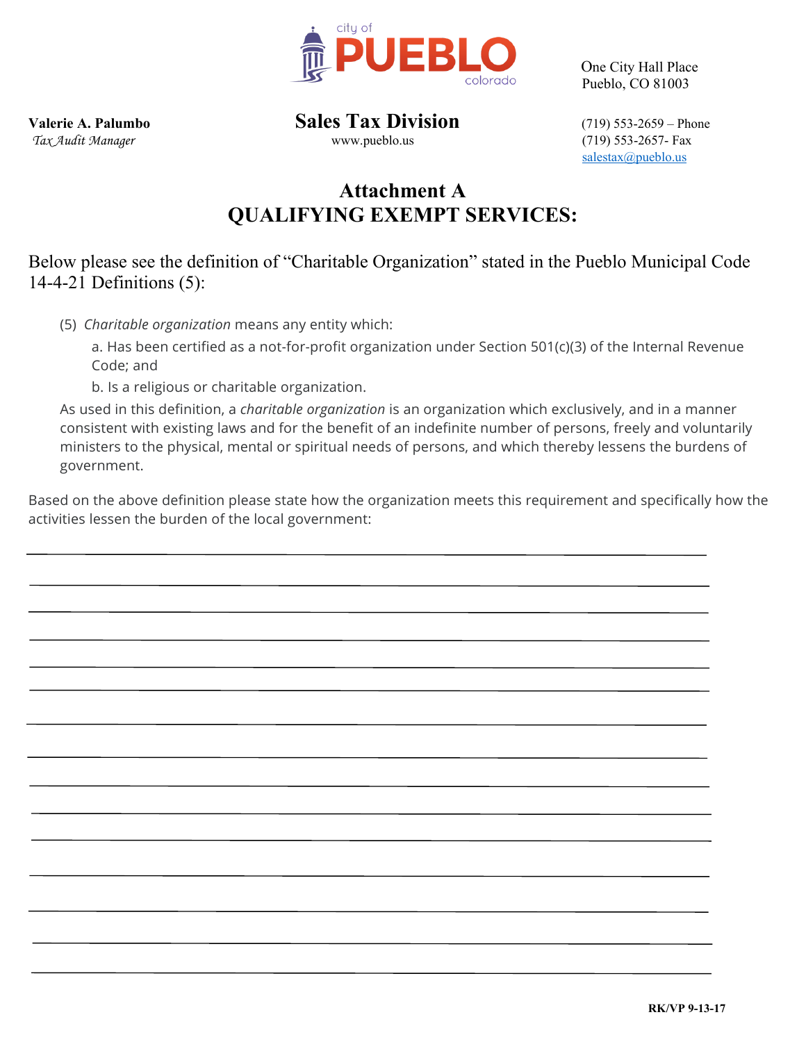city of **PUEBLO** colorado

One City Hall Place
Pueblo, CO 81003

**Valerie A. Palumbo**
*Tax Audit Manager*

## Sales Tax Division

www.pueblo.us

(719) 553-2659 – Phone
(719) 553-2657- Fax
salestax@pueblo.us

# Attachment A
# QUALIFYING EXEMPT SERVICES:

Below please see the definition of "Charitable Organization" stated in the Pueblo Municipal Code 14-4-21 Definitions (5):

(5) *Charitable organization* means any entity which:

a. Has been certified as a not-for-profit organization under Section 501(c)(3) of the Internal Revenue Code; and

b. Is a religious or charitable organization.

As used in this definition, a *charitable organization* is an organization which exclusively, and in a manner consistent with existing laws and for the benefit of an indefinite number of persons, freely and voluntarily ministers to the physical, mental or spiritual needs of persons, and which thereby lessens the burdens of government.

Based on the above definition please state how the organization meets this requirement and specifically how the activities lessen the burden of the local government:

\_\_\_\_\_\_\_\_\_\_\_\_\_\_\_\_\_\_\_\_\_\_\_\_\_\_\_\_\_\_\_\_\_\_\_\_\_\_\_\_\_\_\_\_\_\_\_\_\_\_\_\_\_\_\_\_\_\_\_\_\_\_\_\_\_\_\_\_\_\_\_\_\_\_\_\_\_\_

\_\_\_\_\_\_\_\_\_\_\_\_\_\_\_\_\_\_\_\_\_\_\_\_\_\_\_\_\_\_\_\_\_\_\_\_\_\_\_\_\_\_\_\_\_\_\_\_\_\_\_\_\_\_\_\_\_\_\_\_\_\_\_\_\_\_\_\_\_\_\_\_\_\_\_\_\_\_

\_\_\_\_\_\_\_\_\_\_\_\_\_\_\_\_\_\_\_\_\_\_\_\_\_\_\_\_\_\_\_\_\_\_\_\_\_\_\_\_\_\_\_\_\_\_\_\_\_\_\_\_\_\_\_\_\_\_\_\_\_\_\_\_\_\_\_\_\_\_\_\_\_\_\_\_\_\_

\_\_\_\_\_\_\_\_\_\_\_\_\_\_\_\_\_\_\_\_\_\_\_\_\_\_\_\_\_\_\_\_\_\_\_\_\_\_\_\_\_\_\_\_\_\_\_\_\_\_\_\_\_\_\_\_\_\_\_\_\_\_\_\_\_\_\_\_\_\_\_\_\_\_\_\_\_\_

\_\_\_\_\_\_\_\_\_\_\_\_\_\_\_\_\_\_\_\_\_\_\_\_\_\_\_\_\_\_\_\_\_\_\_\_\_\_\_\_\_\_\_\_\_\_\_\_\_\_\_\_\_\_\_\_\_\_\_\_\_\_\_\_\_\_\_\_\_\_\_\_\_\_\_\_\_\_

\_\_\_\_\_\_\_\_\_\_\_\_\_\_\_\_\_\_\_\_\_\_\_\_\_\_\_\_\_\_\_\_\_\_\_\_\_\_\_\_\_\_\_\_\_\_\_\_\_\_\_\_\_\_\_\_\_\_\_\_\_\_\_\_\_\_\_\_\_\_\_\_\_\_\_\_\_\_

\_\_\_\_\_\_\_\_\_\_\_\_\_\_\_\_\_\_\_\_\_\_\_\_\_\_\_\_\_\_\_\_\_\_\_\_\_\_\_\_\_\_\_\_\_\_\_\_\_\_\_\_\_\_\_\_\_\_\_\_\_\_\_\_\_\_\_\_\_\_\_\_\_\_\_\_\_\_

\_\_\_\_\_\_\_\_\_\_\_\_\_\_\_\_\_\_\_\_\_\_\_\_\_\_\_\_\_\_\_\_\_\_\_\_\_\_\_\_\_\_\_\_\_\_\_\_\_\_\_\_\_\_\_\_\_\_\_\_\_\_\_\_\_\_\_\_\_\_\_\_\_\_\_\_\_\_

\_\_\_\_\_\_\_\_\_\_\_\_\_\_\_\_\_\_\_\_\_\_\_\_\_\_\_\_\_\_\_\_\_\_\_\_\_\_\_\_\_\_\_\_\_\_\_\_\_\_\_\_\_\_\_\_\_\_\_\_\_\_\_\_\_\_\_\_\_\_\_\_\_\_\_\_\_\_

\_\_\_\_\_\_\_\_\_\_\_\_\_\_\_\_\_\_\_\_\_\_\_\_\_\_\_\_\_\_\_\_\_\_\_\_\_\_\_\_\_\_\_\_\_\_\_\_\_\_\_\_\_\_\_\_\_\_\_\_\_\_\_\_\_\_\_\_\_\_\_\_\_\_\_\_\_\_

\_\_\_\_\_\_\_\_\_\_\_\_\_\_\_\_\_\_\_\_\_\_\_\_\_\_\_\_\_\_\_\_\_\_\_\_\_\_\_\_\_\_\_\_\_\_\_\_\_\_\_\_\_\_\_\_\_\_\_\_\_\_\_\_\_\_\_\_\_\_\_\_\_\_\_\_\_\_

\_\_\_\_\_\_\_\_\_\_\_\_\_\_\_\_\_\_\_\_\_\_\_\_\_\_\_\_\_\_\_\_\_\_\_\_\_\_\_\_\_\_\_\_\_\_\_\_\_\_\_\_\_\_\_\_\_\_\_\_\_\_\_\_\_\_\_\_\_\_\_\_\_\_\_\_\_\_

\_\_\_\_\_\_\_\_\_\_\_\_\_\_\_\_\_\_\_\_\_\_\_\_\_\_\_\_\_\_\_\_\_\_\_\_\_\_\_\_\_\_\_\_\_\_\_\_\_\_\_\_\_\_\_\_\_\_\_\_\_\_\_\_\_\_\_\_\_\_\_\_\_\_\_\_\_\_

\_\_\_\_\_\_\_\_\_\_\_\_\_\_\_\_\_\_\_\_\_\_\_\_\_\_\_\_\_\_\_\_\_\_\_\_\_\_\_\_\_\_\_\_\_\_\_\_\_\_\_\_\_\_\_\_\_\_\_\_\_\_\_\_\_\_\_\_\_\_\_\_\_\_\_\_\_\_

\_\_\_\_\_\_\_\_\_\_\_\_\_\_\_\_\_\_\_\_\_\_\_\_\_\_\_\_\_\_\_\_\_\_\_\_\_\_\_\_\_\_\_\_\_\_\_\_\_\_\_\_\_\_\_\_\_\_\_\_\_\_\_\_\_\_\_\_\_\_\_\_\_\_\_\_\_\_

\_\_\_\_\_\_\_\_\_\_\_\_\_\_\_\_\_\_\_\_\_\_\_\_\_\_\_\_\_\_\_\_\_\_\_\_\_\_\_\_\_\_\_\_\_\_\_\_\_\_\_\_\_\_\_\_\_\_\_\_\_\_\_\_\_\_\_\_\_\_\_\_\_\_\_\_\_\_

**RK/VP 9-13-17**